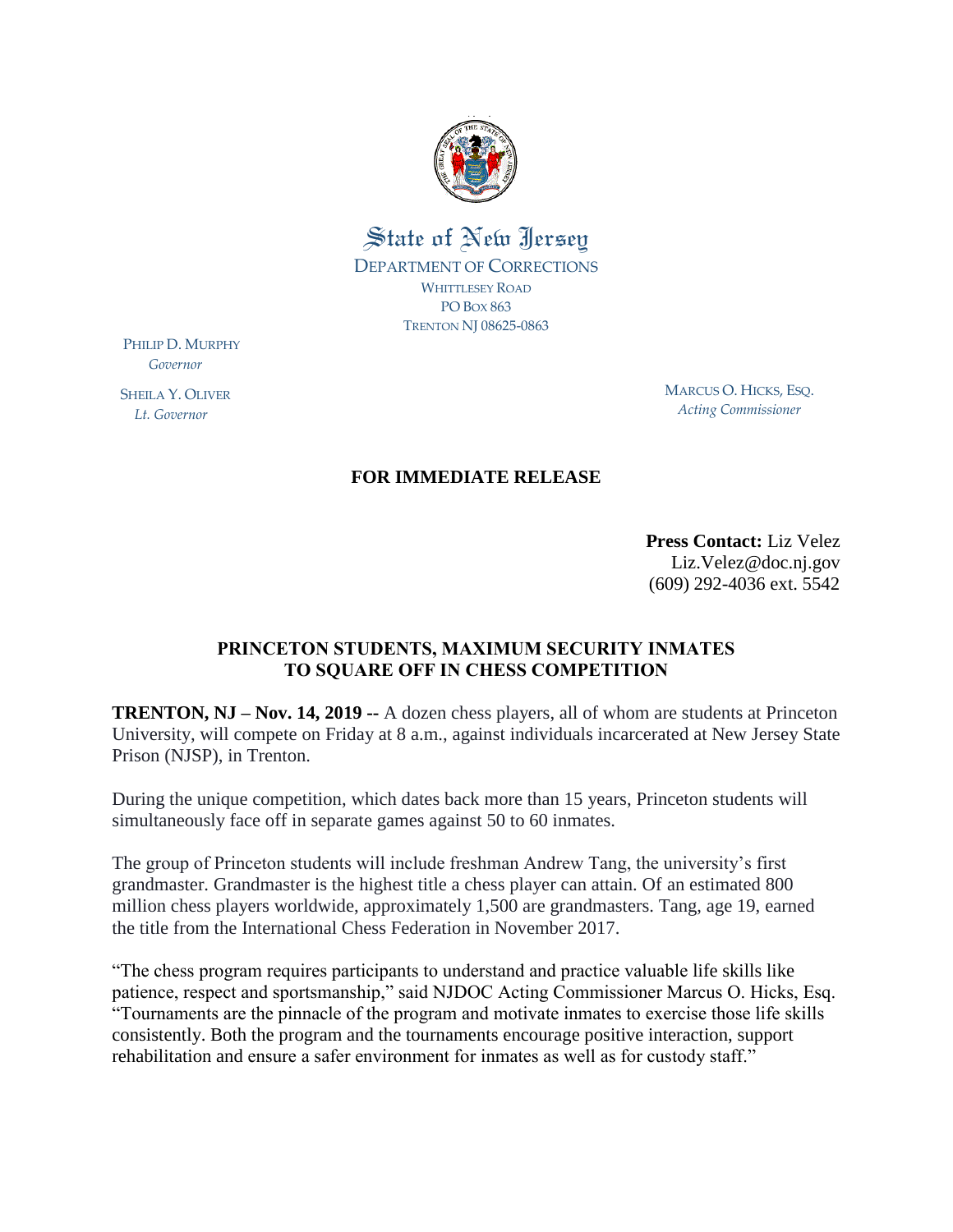State of New Jersey

DEPARTMENT OF CORRECTIONS
WHITTLESEY ROAD
PO BOX 863
TRENTON NJ 08625-0863

PHILIP D. MURPHY
*Governor*

SHEILA Y. OLIVER
*Lt. Governor*

MARCUS O. HICKS, ESQ.
*Acting Commissioner*

**FOR IMMEDIATE RELEASE**

**Press Contact:** Liz Velez
Liz.Velez@doc.nj.gov
(609) 292-4036 ext. 5542

## PRINCETON STUDENTS, MAXIMUM SECURITY INMATES TO SQUARE OFF IN CHESS COMPETITION

**TRENTON, NJ – Nov. 14, 2019 --** A dozen chess players, all of whom are students at Princeton University, will compete on Friday at 8 a.m., against individuals incarcerated at New Jersey State Prison (NJSP), in Trenton.

During the unique competition, which dates back more than 15 years, Princeton students will simultaneously face off in separate games against 50 to 60 inmates.

The group of Princeton students will include freshman Andrew Tang, the university's first grandmaster. Grandmaster is the highest title a chess player can attain. Of an estimated 800 million chess players worldwide, approximately 1,500 are grandmasters. Tang, age 19, earned the title from the International Chess Federation in November 2017.

"The chess program requires participants to understand and practice valuable life skills like patience, respect and sportsmanship," said NJDOC Acting Commissioner Marcus O. Hicks, Esq. "Tournaments are the pinnacle of the program and motivate inmates to exercise those life skills consistently. Both the program and the tournaments encourage positive interaction, support rehabilitation and ensure a safer environment for inmates as well as for custody staff."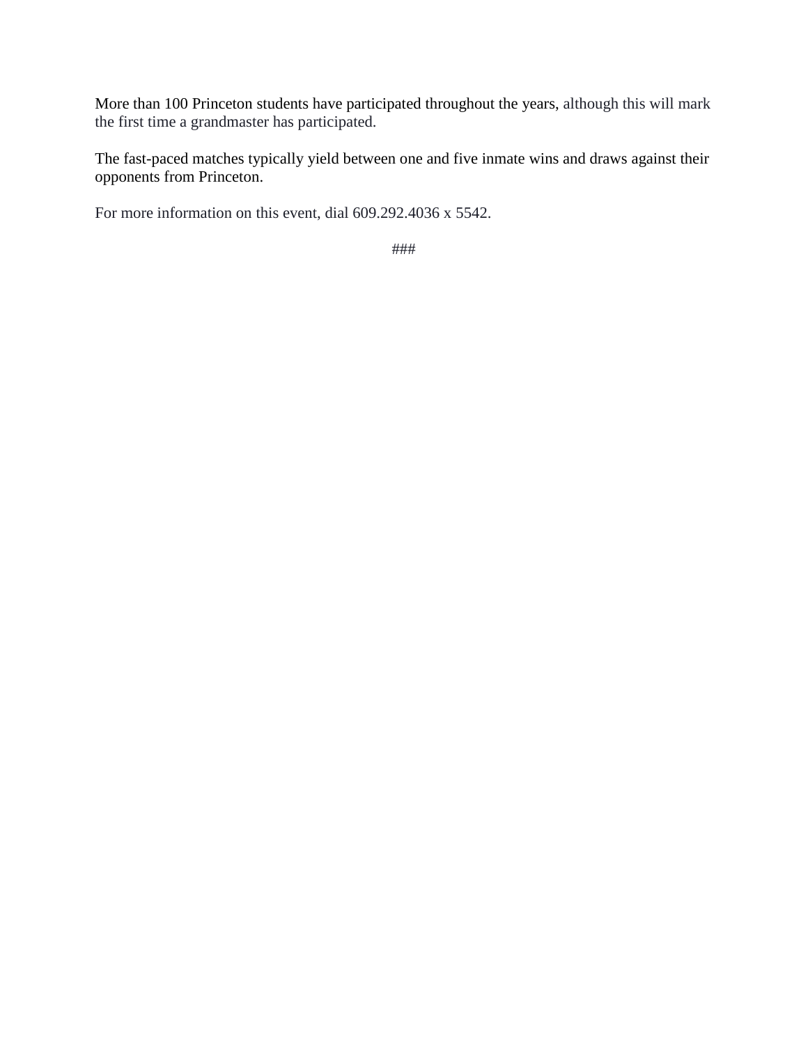More than 100 Princeton students have participated throughout the years, although this will mark the first time a grandmaster has participated.

The fast-paced matches typically yield between one and five inmate wins and draws against their opponents from Princeton.

For more information on this event, dial 609.292.4036 x 5542.

###